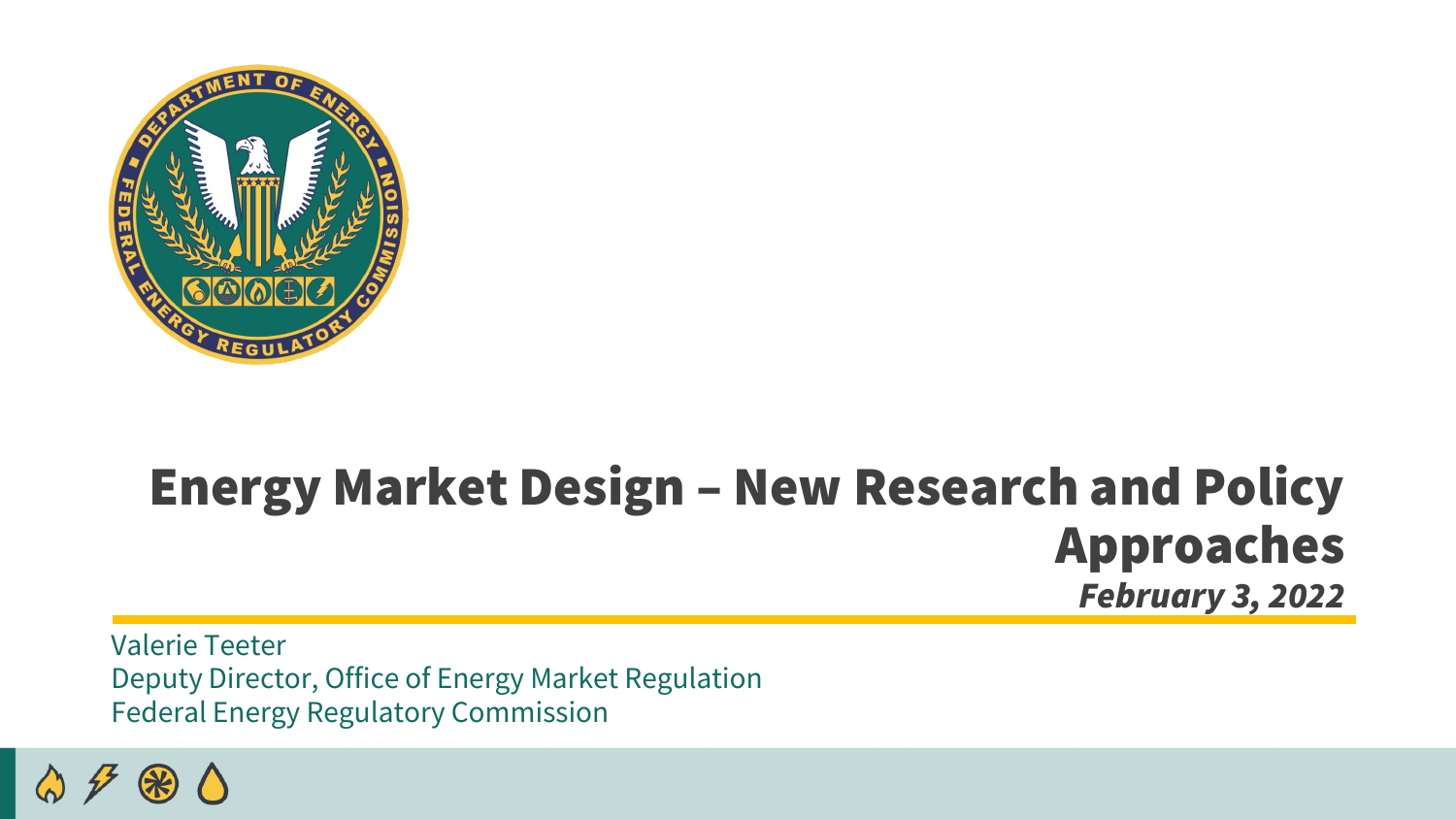# Energy Market Design – New Research and Policy Approaches

***February 3, 2022***

Valerie Teeter
Deputy Director, Office of Energy Market Regulation
Federal Energy Regulatory Commission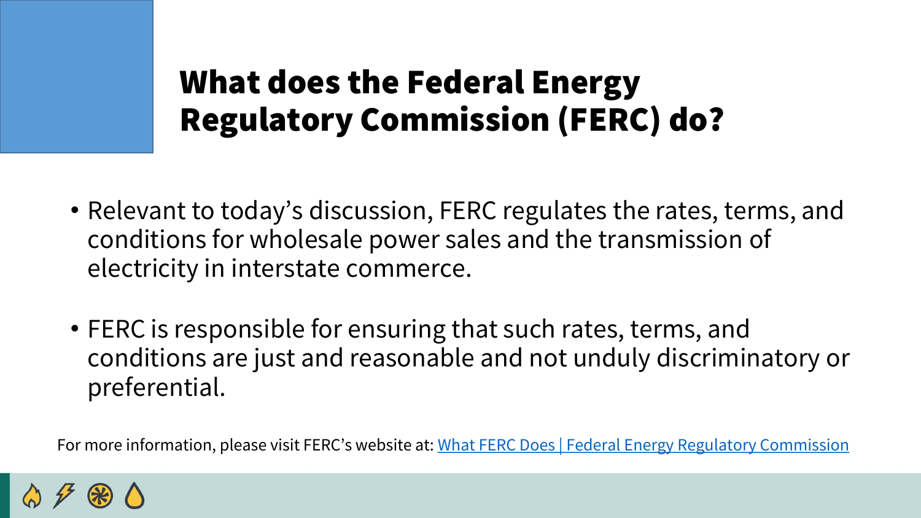# What does the Federal Energy Regulatory Commission (FERC) do?

- Relevant to today's discussion, FERC regulates the rates, terms, and conditions for wholesale power sales and the transmission of electricity in interstate commerce.

- FERC is responsible for ensuring that such rates, terms, and conditions are just and reasonable and not unduly discriminatory or preferential.

For more information, please visit FERC's website at: [What FERC Does | Federal Energy Regulatory Commission]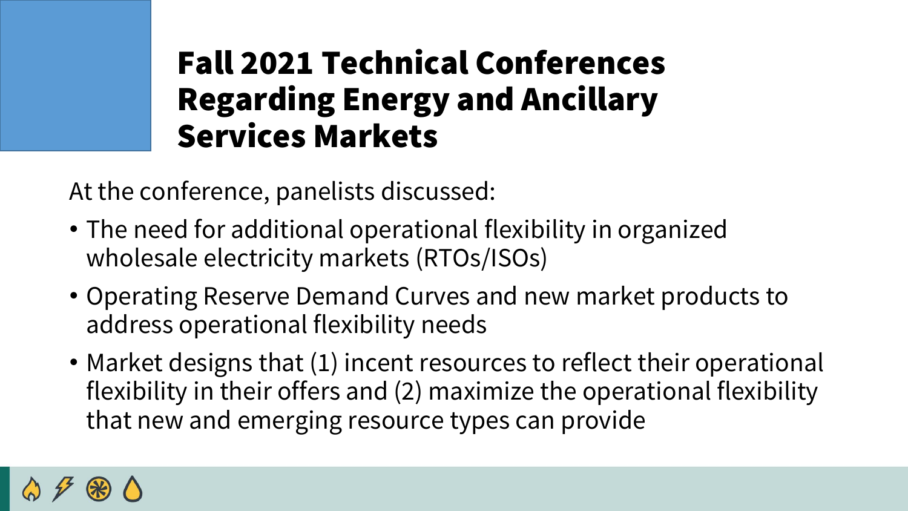# Fall 2021 Technical Conferences Regarding Energy and Ancillary Services Markets

At the conference, panelists discussed:

- The need for additional operational flexibility in organized wholesale electricity markets (RTOs/ISOs)
- Operating Reserve Demand Curves and new market products to address operational flexibility needs
- Market designs that (1) incent resources to reflect their operational flexibility in their offers and (2) maximize the operational flexibility that new and emerging resource types can provide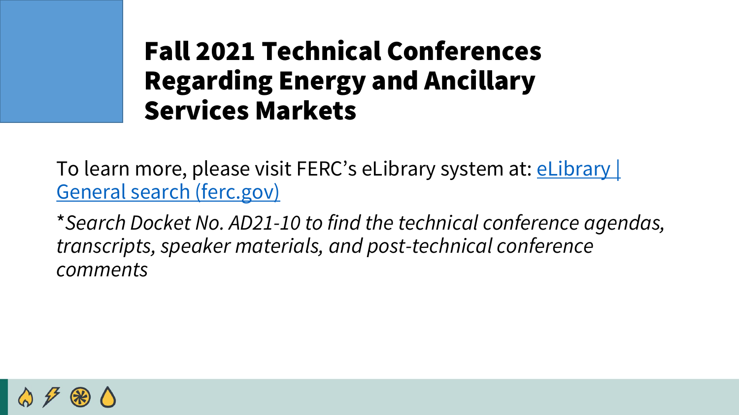# Fall 2021 Technical Conferences Regarding Energy and Ancillary Services Markets

To learn more, please visit FERC's eLibrary system at: [eLibrary | General search (ferc.gov)](https://elibrary.ferc.gov)

**Search Docket No. AD21-10 to find the technical conference agendas, transcripts, speaker materials, and post-technical conference comments*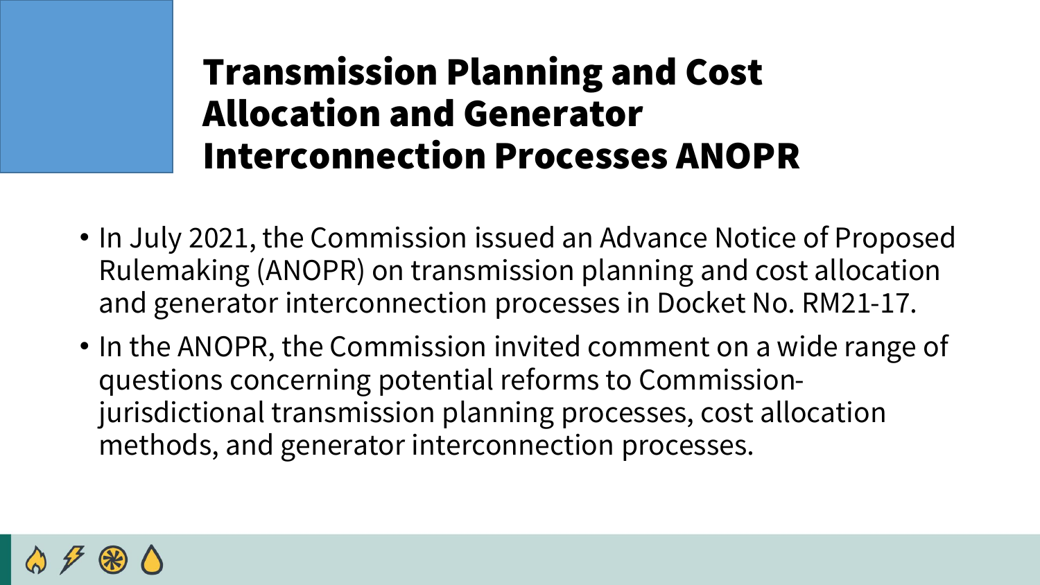# Transmission Planning and Cost Allocation and Generator Interconnection Processes ANOPR

- In July 2021, the Commission issued an Advance Notice of Proposed Rulemaking (ANOPR) on transmission planning and cost allocation and generator interconnection processes in Docket No. RM21-17.
- In the ANOPR, the Commission invited comment on a wide range of questions concerning potential reforms to Commission-jurisdictional transmission planning processes, cost allocation methods, and generator interconnection processes.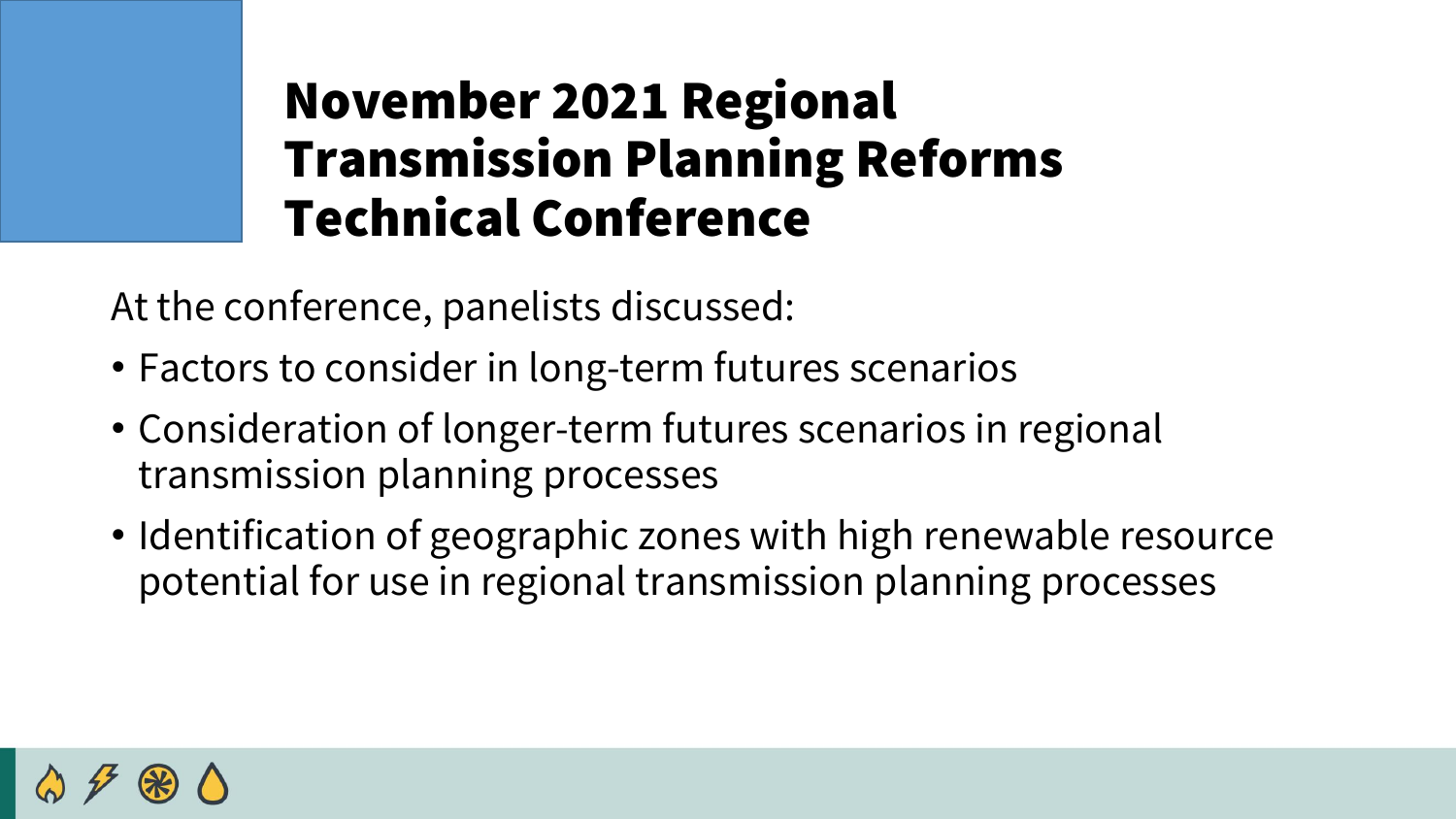# November 2021 Regional Transmission Planning Reforms Technical Conference

At the conference, panelists discussed:

- Factors to consider in long-term futures scenarios
- Consideration of longer-term futures scenarios in regional transmission planning processes
- Identification of geographic zones with high renewable resource potential for use in regional transmission planning processes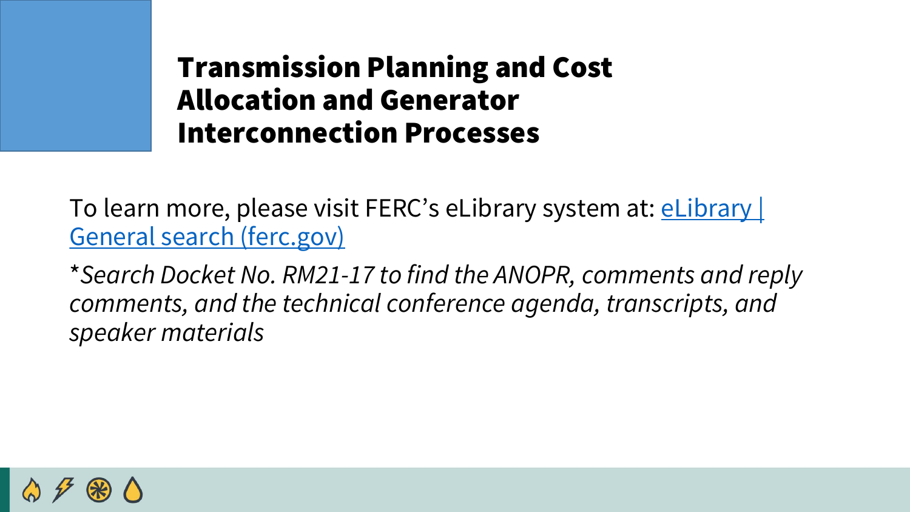# Transmission Planning and Cost Allocation and Generator Interconnection Processes

To learn more, please visit FERC's eLibrary system at: [eLibrary | General search (ferc.gov)]

**Search Docket No. RM21-17 to find the ANOPR, comments and reply comments, and the technical conference agenda, transcripts, and speaker materials*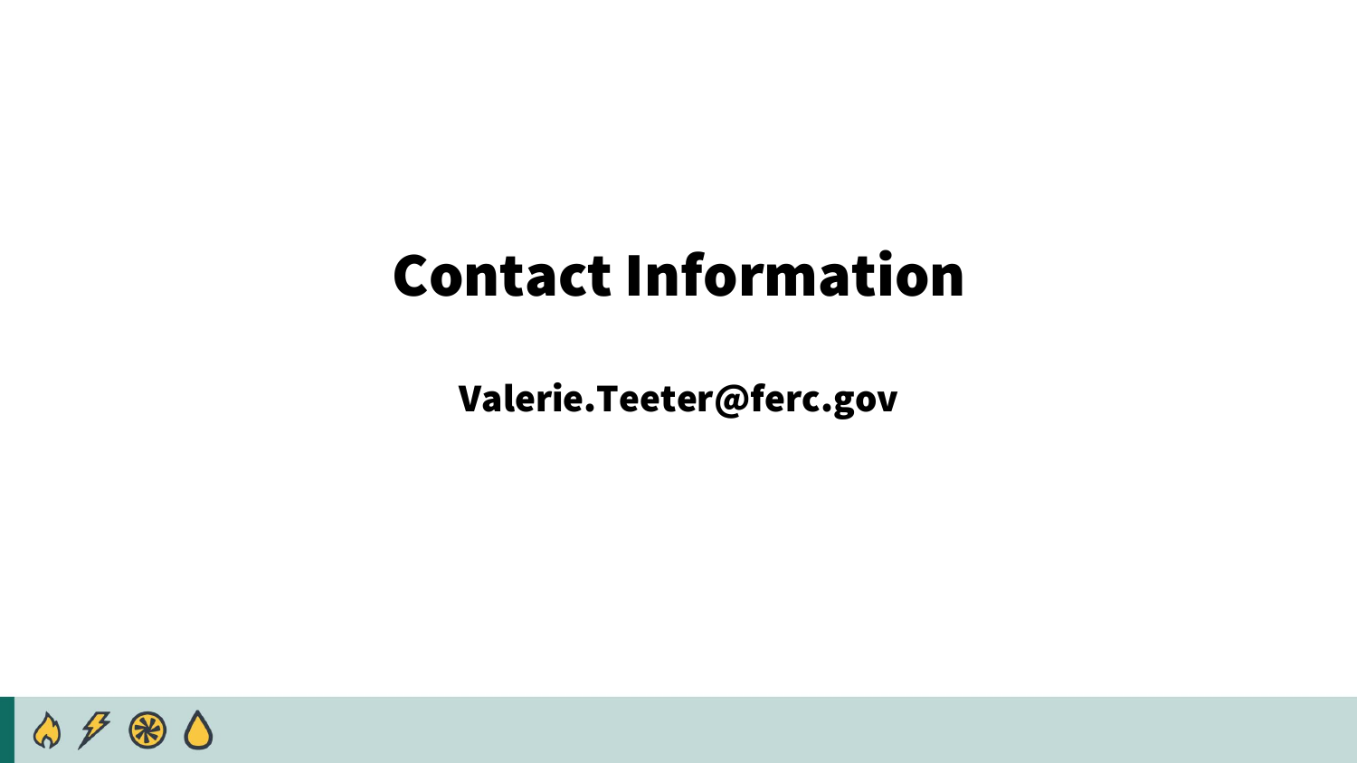# Contact Information

**Valerie.Teeter@ferc.gov**